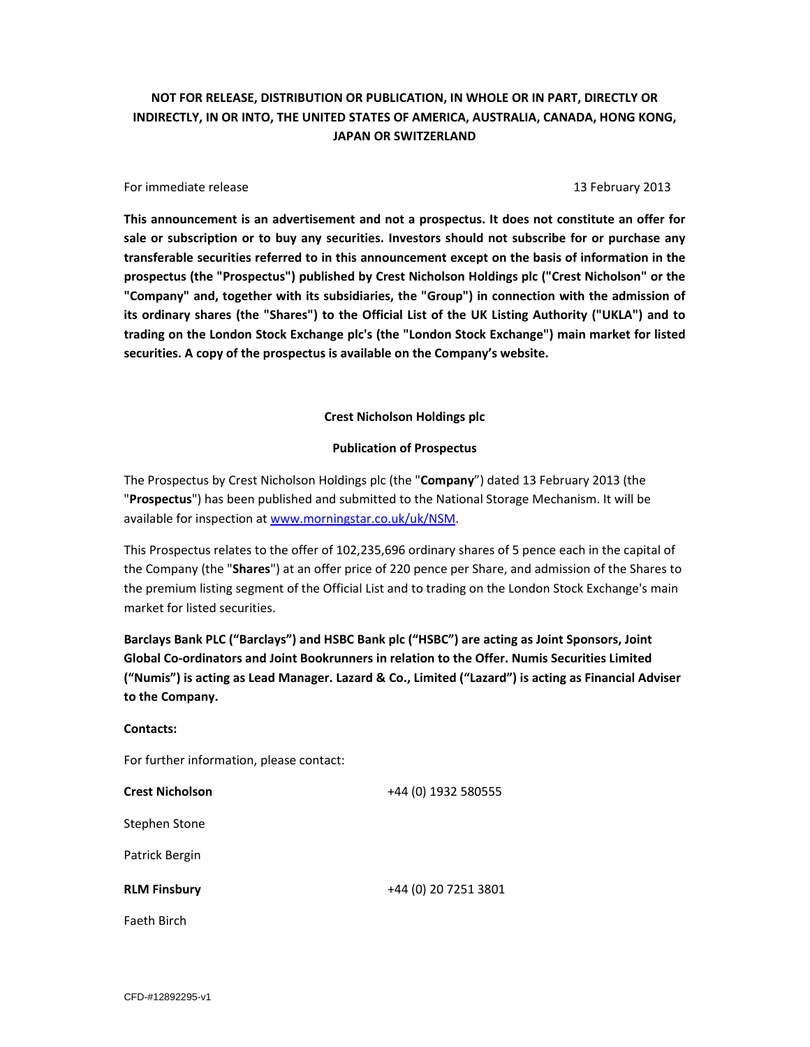**NOT FOR RELEASE, DISTRIBUTION OR PUBLICATION, IN WHOLE OR IN PART, DIRECTLY OR INDIRECTLY, IN OR INTO, THE UNITED STATES OF AMERICA, AUSTRALIA, CANADA, HONG KONG, JAPAN OR SWITZERLAND**

For immediate release 13 February 2013

**This announcement is an advertisement and not a prospectus. It does not constitute an offer for sale or subscription or to buy any securities. Investors should not subscribe for or purchase any transferable securities referred to in this announcement except on the basis of information in the prospectus (the "Prospectus") published by Crest Nicholson Holdings plc ("Crest Nicholson" or the "Company" and, together with its subsidiaries, the "Group") in connection with the admission of its ordinary shares (the "Shares") to the Official List of the UK Listing Authority ("UKLA") and to trading on the London Stock Exchange plc's (the "London Stock Exchange") main market for listed securities. A copy of the prospectus is available on the Company's website.**

**Crest Nicholson Holdings plc**

**Publication of Prospectus**

The Prospectus by Crest Nicholson Holdings plc (the "**Company**") dated 13 February 2013 (the "**Prospectus**") has been published and submitted to the National Storage Mechanism. It will be available for inspection at www.morningstar.co.uk/uk/NSM.

This Prospectus relates to the offer of 102,235,696 ordinary shares of 5 pence each in the capital of the Company (the "**Shares**") at an offer price of 220 pence per Share, and admission of the Shares to the premium listing segment of the Official List and to trading on the London Stock Exchange's main market for listed securities.

**Barclays Bank PLC ("Barclays") and HSBC Bank plc ("HSBC") are acting as Joint Sponsors, Joint Global Co-ordinators and Joint Bookrunners in relation to the Offer. Numis Securities Limited ("Numis") is acting as Lead Manager. Lazard & Co., Limited ("Lazard") is acting as Financial Adviser to the Company.**

**Contacts:**

For further information, please contact:

**Crest Nicholson** +44 (0) 1932 580555

Stephen Stone

Patrick Bergin

**RLM Finsbury** +44 (0) 20 7251 3801

Faeth Birch

CFD-#12892295-v1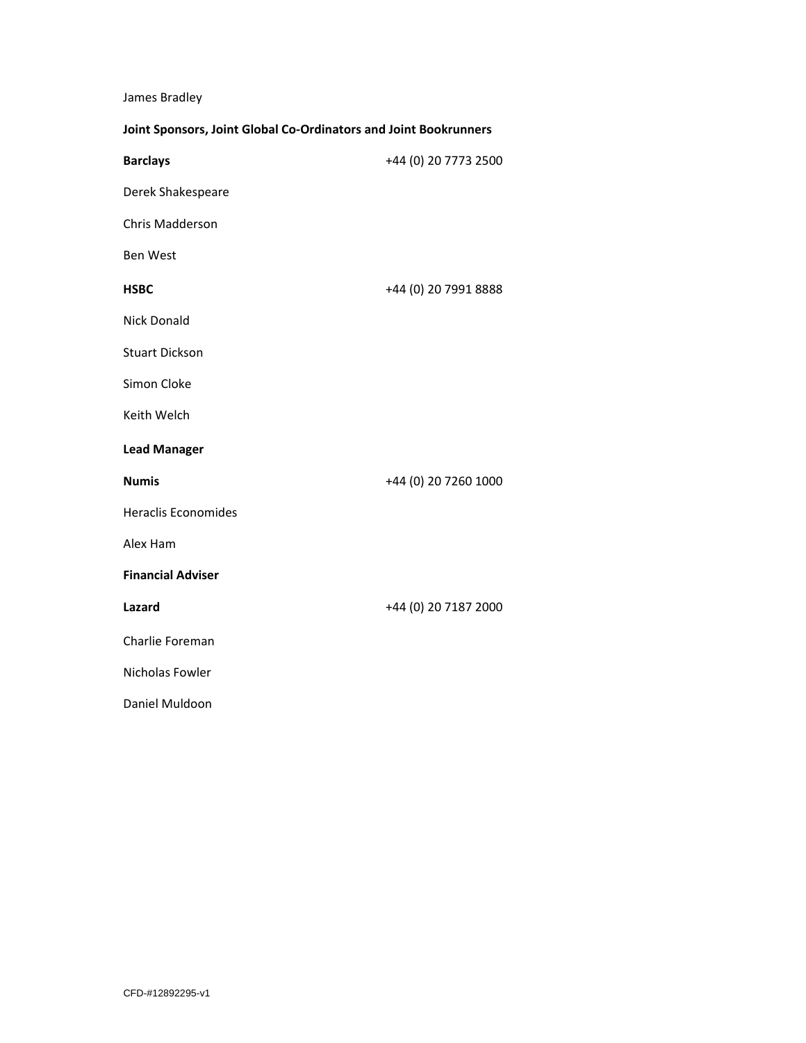James Bradley

**Joint Sponsors, Joint Global Co-Ordinators and Joint Bookrunners**

**Barclays** +44 (0) 20 7773 2500

Derek Shakespeare

Chris Madderson

Ben West

**HSBC** +44 (0) 20 7991 8888

Nick Donald

Stuart Dickson

Simon Cloke

Keith Welch

**Lead Manager**

**Numis** +44 (0) 20 7260 1000

Heraclis Economides

Alex Ham

**Financial Adviser**

**Lazard** +44 (0) 20 7187 2000

Charlie Foreman

Nicholas Fowler

Daniel Muldoon

CFD-#12892295-v1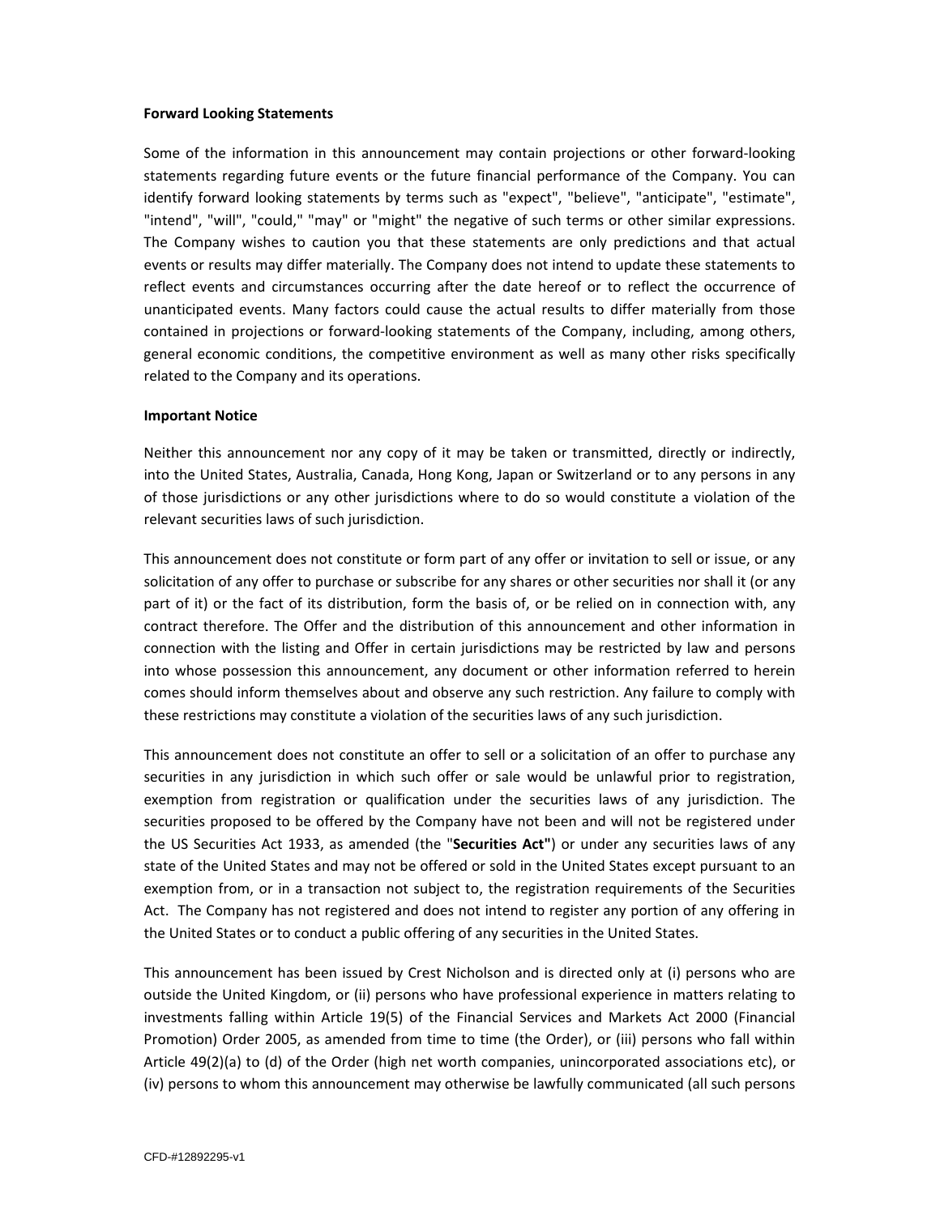**Forward Looking Statements**

Some of the information in this announcement may contain projections or other forward-looking statements regarding future events or the future financial performance of the Company. You can identify forward looking statements by terms such as "expect", "believe", "anticipate", "estimate", "intend", "will", "could," "may" or "might" the negative of such terms or other similar expressions. The Company wishes to caution you that these statements are only predictions and that actual events or results may differ materially. The Company does not intend to update these statements to reflect events and circumstances occurring after the date hereof or to reflect the occurrence of unanticipated events. Many factors could cause the actual results to differ materially from those contained in projections or forward-looking statements of the Company, including, among others, general economic conditions, the competitive environment as well as many other risks specifically related to the Company and its operations.

**Important Notice**

Neither this announcement nor any copy of it may be taken or transmitted, directly or indirectly, into the United States, Australia, Canada, Hong Kong, Japan or Switzerland or to any persons in any of those jurisdictions or any other jurisdictions where to do so would constitute a violation of the relevant securities laws of such jurisdiction.

This announcement does not constitute or form part of any offer or invitation to sell or issue, or any solicitation of any offer to purchase or subscribe for any shares or other securities nor shall it (or any part of it) or the fact of its distribution, form the basis of, or be relied on in connection with, any contract therefore. The Offer and the distribution of this announcement and other information in connection with the listing and Offer in certain jurisdictions may be restricted by law and persons into whose possession this announcement, any document or other information referred to herein comes should inform themselves about and observe any such restriction. Any failure to comply with these restrictions may constitute a violation of the securities laws of any such jurisdiction.

This announcement does not constitute an offer to sell or a solicitation of an offer to purchase any securities in any jurisdiction in which such offer or sale would be unlawful prior to registration, exemption from registration or qualification under the securities laws of any jurisdiction. The securities proposed to be offered by the Company have not been and will not be registered under the US Securities Act 1933, as amended (the "**Securities Act"**) or under any securities laws of any state of the United States and may not be offered or sold in the United States except pursuant to an exemption from, or in a transaction not subject to, the registration requirements of the Securities Act. The Company has not registered and does not intend to register any portion of any offering in the United States or to conduct a public offering of any securities in the United States.

This announcement has been issued by Crest Nicholson and is directed only at (i) persons who are outside the United Kingdom, or (ii) persons who have professional experience in matters relating to investments falling within Article 19(5) of the Financial Services and Markets Act 2000 (Financial Promotion) Order 2005, as amended from time to time (the Order), or (iii) persons who fall within Article 49(2)(a) to (d) of the Order (high net worth companies, unincorporated associations etc), or (iv) persons to whom this announcement may otherwise be lawfully communicated (all such persons

CFD-#12892295-v1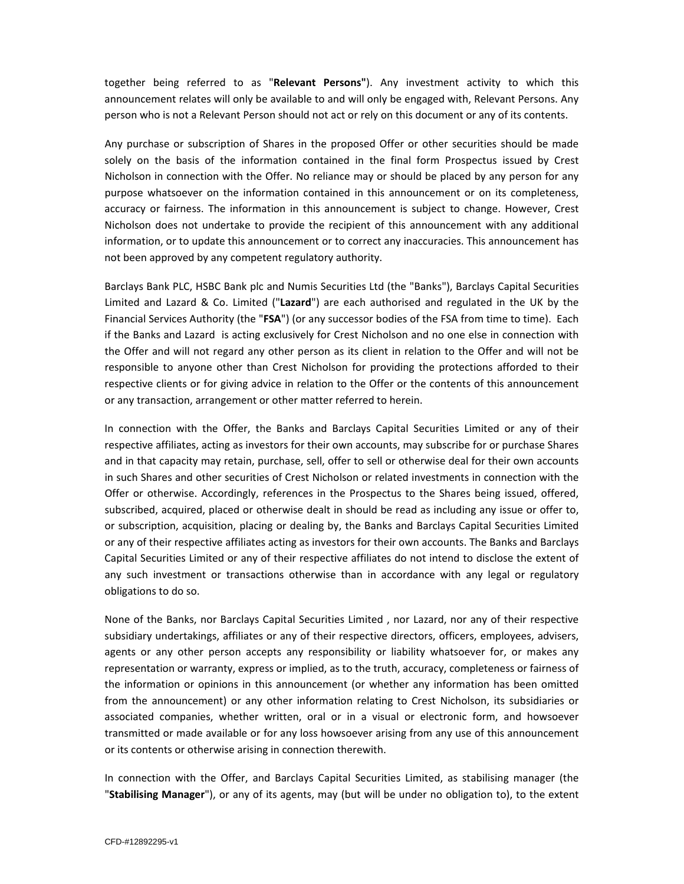together being referred to as "**Relevant Persons"**). Any investment activity to which this announcement relates will only be available to and will only be engaged with, Relevant Persons. Any person who is not a Relevant Person should not act or rely on this document or any of its contents.

Any purchase or subscription of Shares in the proposed Offer or other securities should be made solely on the basis of the information contained in the final form Prospectus issued by Crest Nicholson in connection with the Offer. No reliance may or should be placed by any person for any purpose whatsoever on the information contained in this announcement or on its completeness, accuracy or fairness. The information in this announcement is subject to change. However, Crest Nicholson does not undertake to provide the recipient of this announcement with any additional information, or to update this announcement or to correct any inaccuracies. This announcement has not been approved by any competent regulatory authority.

Barclays Bank PLC, HSBC Bank plc and Numis Securities Ltd (the "Banks"), Barclays Capital Securities Limited and Lazard & Co. Limited ("**Lazard**") are each authorised and regulated in the UK by the Financial Services Authority (the "**FSA**") (or any successor bodies of the FSA from time to time). Each if the Banks and Lazard is acting exclusively for Crest Nicholson and no one else in connection with the Offer and will not regard any other person as its client in relation to the Offer and will not be responsible to anyone other than Crest Nicholson for providing the protections afforded to their respective clients or for giving advice in relation to the Offer or the contents of this announcement or any transaction, arrangement or other matter referred to herein.

In connection with the Offer, the Banks and Barclays Capital Securities Limited or any of their respective affiliates, acting as investors for their own accounts, may subscribe for or purchase Shares and in that capacity may retain, purchase, sell, offer to sell or otherwise deal for their own accounts in such Shares and other securities of Crest Nicholson or related investments in connection with the Offer or otherwise. Accordingly, references in the Prospectus to the Shares being issued, offered, subscribed, acquired, placed or otherwise dealt in should be read as including any issue or offer to, or subscription, acquisition, placing or dealing by, the Banks and Barclays Capital Securities Limited or any of their respective affiliates acting as investors for their own accounts. The Banks and Barclays Capital Securities Limited or any of their respective affiliates do not intend to disclose the extent of any such investment or transactions otherwise than in accordance with any legal or regulatory obligations to do so.

None of the Banks, nor Barclays Capital Securities Limited , nor Lazard, nor any of their respective subsidiary undertakings, affiliates or any of their respective directors, officers, employees, advisers, agents or any other person accepts any responsibility or liability whatsoever for, or makes any representation or warranty, express or implied, as to the truth, accuracy, completeness or fairness of the information or opinions in this announcement (or whether any information has been omitted from the announcement) or any other information relating to Crest Nicholson, its subsidiaries or associated companies, whether written, oral or in a visual or electronic form, and howsoever transmitted or made available or for any loss howsoever arising from any use of this announcement or its contents or otherwise arising in connection therewith.

In connection with the Offer, and Barclays Capital Securities Limited, as stabilising manager (the "**Stabilising Manager**"), or any of its agents, may (but will be under no obligation to), to the extent

CFD-#12892295-v1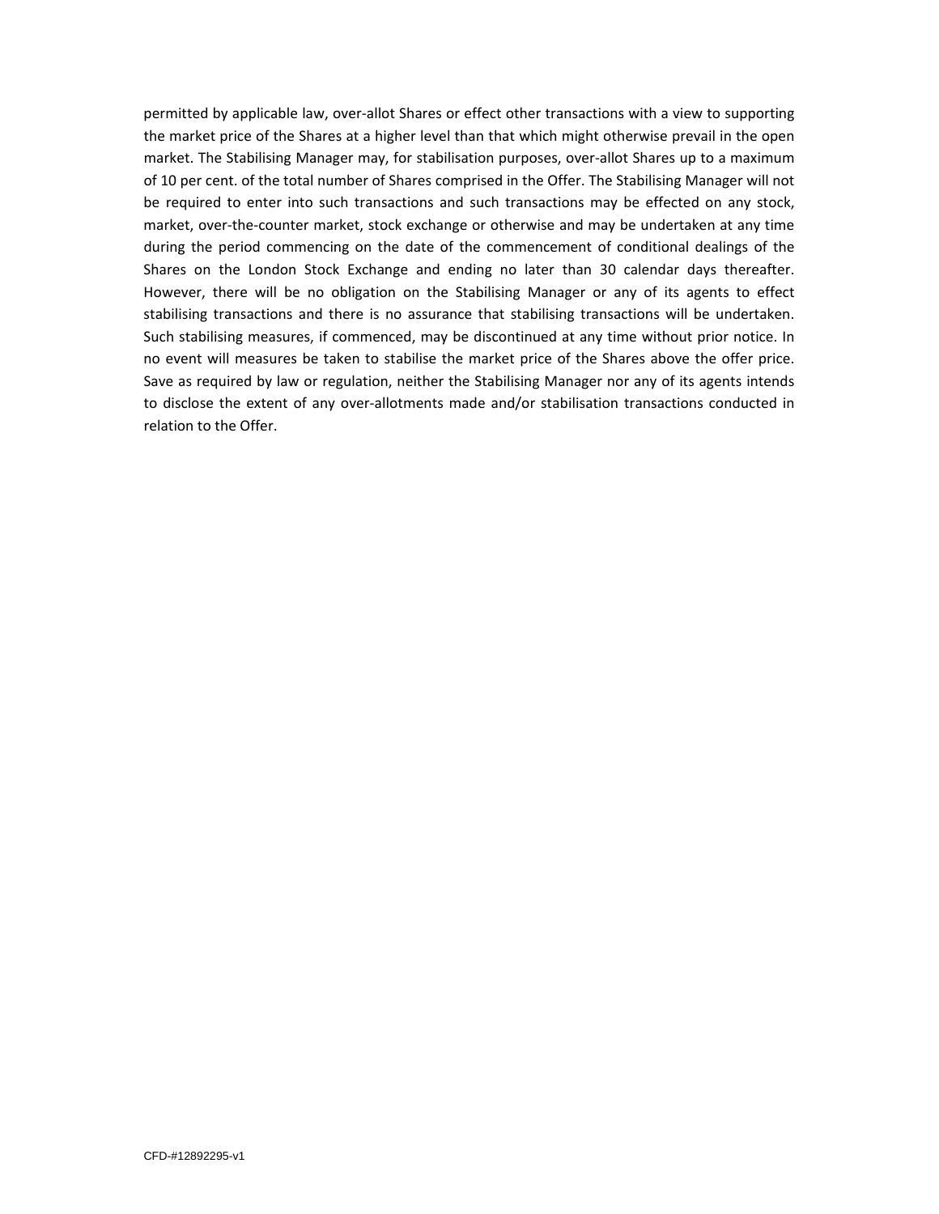permitted by applicable law, over-allot Shares or effect other transactions with a view to supporting the market price of the Shares at a higher level than that which might otherwise prevail in the open market. The Stabilising Manager may, for stabilisation purposes, over-allot Shares up to a maximum of 10 per cent. of the total number of Shares comprised in the Offer. The Stabilising Manager will not be required to enter into such transactions and such transactions may be effected on any stock, market, over-the-counter market, stock exchange or otherwise and may be undertaken at any time during the period commencing on the date of the commencement of conditional dealings of the Shares on the London Stock Exchange and ending no later than 30 calendar days thereafter. However, there will be no obligation on the Stabilising Manager or any of its agents to effect stabilising transactions and there is no assurance that stabilising transactions will be undertaken. Such stabilising measures, if commenced, may be discontinued at any time without prior notice. In no event will measures be taken to stabilise the market price of the Shares above the offer price. Save as required by law or regulation, neither the Stabilising Manager nor any of its agents intends to disclose the extent of any over-allotments made and/or stabilisation transactions conducted in relation to the Offer.